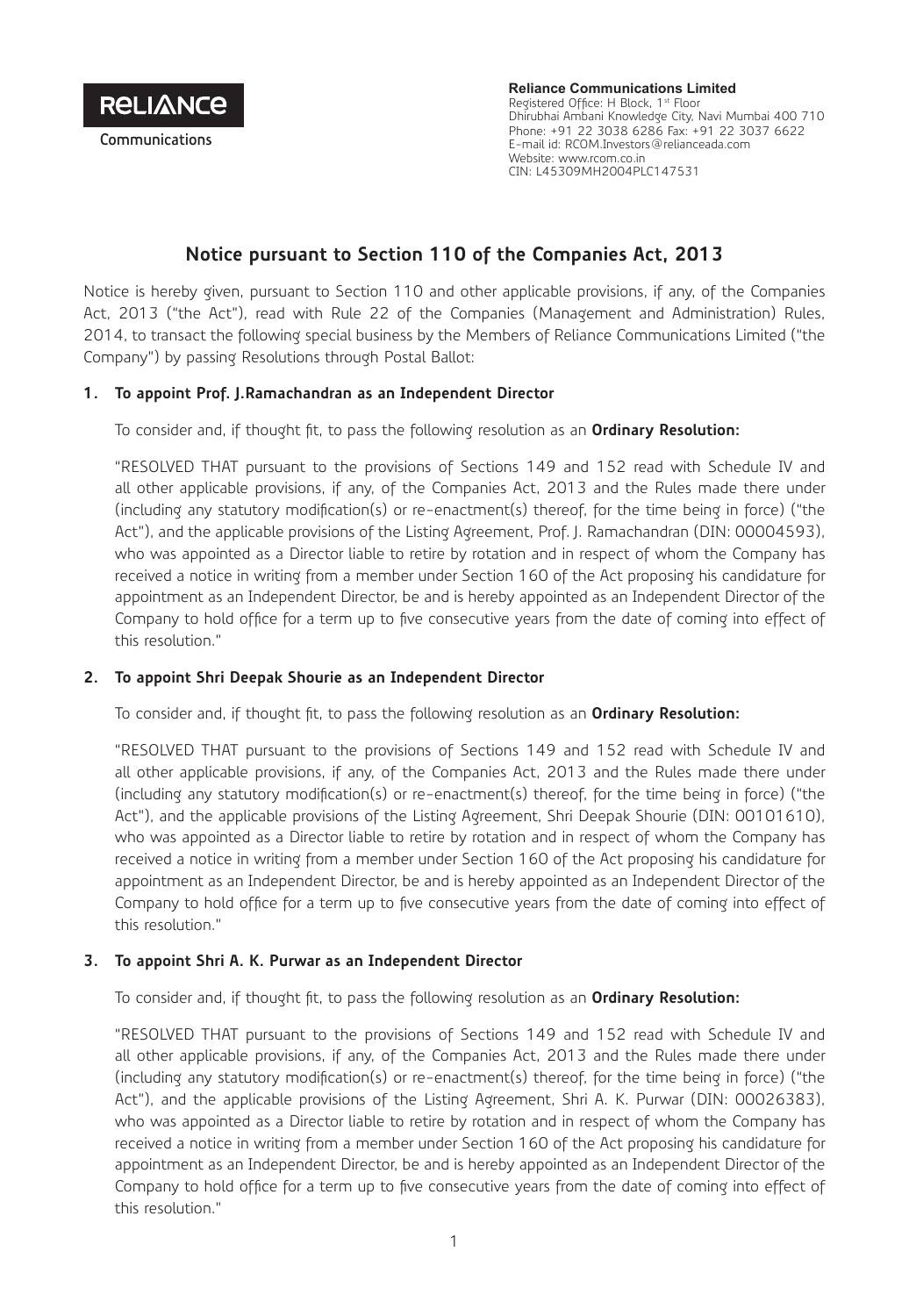RELIANCE Communications

**Reliance Communications Limited**
Registered Office: H Block, 1st Floor
Dhirubhai Ambani Knowledge City, Navi Mumbai 400 710
Phone: +91 22 3038 6286 Fax: +91 22 3037 6622
E-mail id: RCOM.Investors@relianceada.com
Website: www.rcom.co.in
CIN: L45309MH2004PLC147531

# Notice pursuant to Section 110 of the Companies Act, 2013

Notice is hereby given, pursuant to Section 110 and other applicable provisions, if any, of the Companies Act, 2013 ("the Act"), read with Rule 22 of the Companies (Management and Administration) Rules, 2014, to transact the following special business by the Members of Reliance Communications Limited ("the Company") by passing Resolutions through Postal Ballot:

### 1. To appoint Prof. J.Ramachandran as an Independent Director

To consider and, if thought fit, to pass the following resolution as an **Ordinary Resolution:**

"RESOLVED THAT pursuant to the provisions of Sections 149 and 152 read with Schedule IV and all other applicable provisions, if any, of the Companies Act, 2013 and the Rules made there under (including any statutory modification(s) or re-enactment(s) thereof, for the time being in force) ("the Act"), and the applicable provisions of the Listing Agreement, Prof. J. Ramachandran (DIN: 00004593), who was appointed as a Director liable to retire by rotation and in respect of whom the Company has received a notice in writing from a member under Section 160 of the Act proposing his candidature for appointment as an Independent Director, be and is hereby appointed as an Independent Director of the Company to hold office for a term up to five consecutive years from the date of coming into effect of this resolution."

### 2. To appoint Shri Deepak Shourie as an Independent Director

To consider and, if thought fit, to pass the following resolution as an **Ordinary Resolution:**

"RESOLVED THAT pursuant to the provisions of Sections 149 and 152 read with Schedule IV and all other applicable provisions, if any, of the Companies Act, 2013 and the Rules made there under (including any statutory modification(s) or re-enactment(s) thereof, for the time being in force) ("the Act"), and the applicable provisions of the Listing Agreement, Shri Deepak Shourie (DIN: 00101610), who was appointed as a Director liable to retire by rotation and in respect of whom the Company has received a notice in writing from a member under Section 160 of the Act proposing his candidature for appointment as an Independent Director, be and is hereby appointed as an Independent Director of the Company to hold office for a term up to five consecutive years from the date of coming into effect of this resolution."

### 3. To appoint Shri A. K. Purwar as an Independent Director

To consider and, if thought fit, to pass the following resolution as an **Ordinary Resolution:**

"RESOLVED THAT pursuant to the provisions of Sections 149 and 152 read with Schedule IV and all other applicable provisions, if any, of the Companies Act, 2013 and the Rules made there under (including any statutory modification(s) or re-enactment(s) thereof, for the time being in force) ("the Act"), and the applicable provisions of the Listing Agreement, Shri A. K. Purwar (DIN: 00026383), who was appointed as a Director liable to retire by rotation and in respect of whom the Company has received a notice in writing from a member under Section 160 of the Act proposing his candidature for appointment as an Independent Director, be and is hereby appointed as an Independent Director of the Company to hold office for a term up to five consecutive years from the date of coming into effect of this resolution."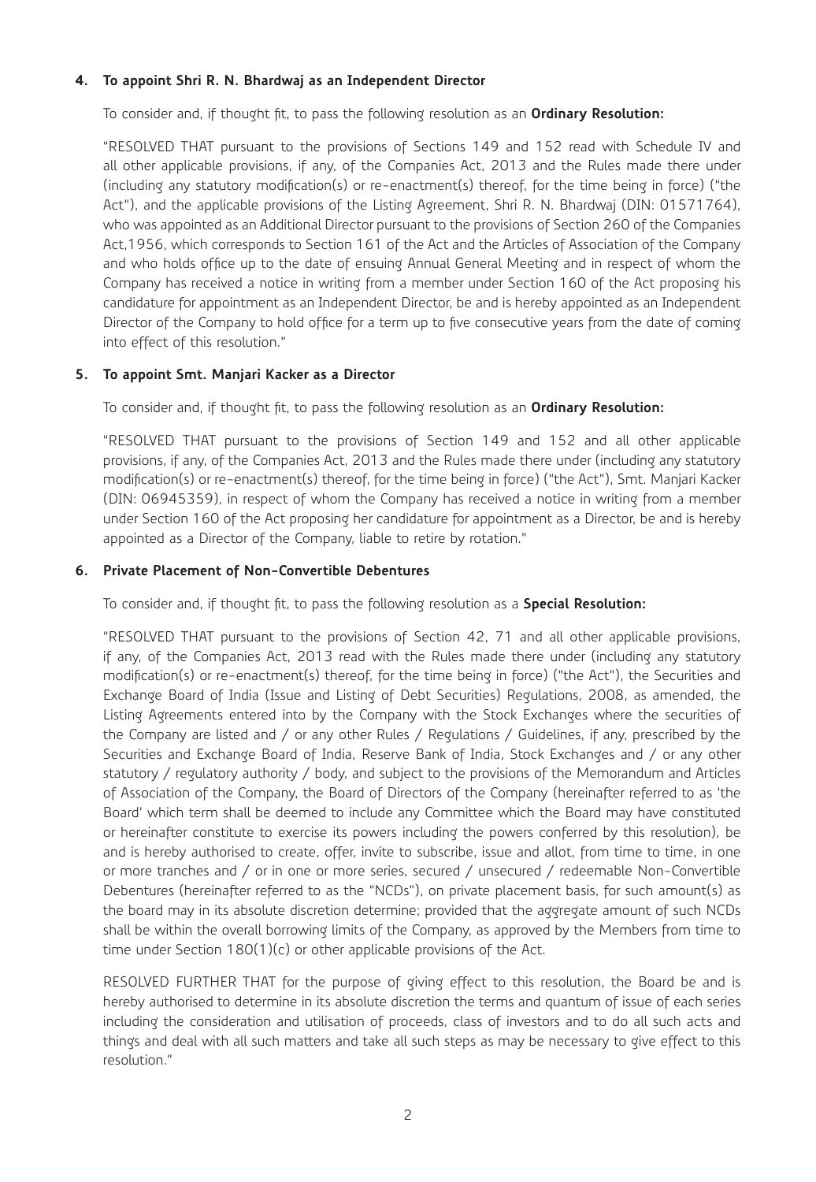**4. To appoint Shri R. N. Bhardwaj as an Independent Director**

To consider and, if thought fit, to pass the following resolution as an **Ordinary Resolution:**

"RESOLVED THAT pursuant to the provisions of Sections 149 and 152 read with Schedule IV and all other applicable provisions, if any, of the Companies Act, 2013 and the Rules made there under (including any statutory modification(s) or re-enactment(s) thereof, for the time being in force) ("the Act"), and the applicable provisions of the Listing Agreement, Shri R. N. Bhardwaj (DIN: 01571764), who was appointed as an Additional Director pursuant to the provisions of Section 260 of the Companies Act,1956, which corresponds to Section 161 of the Act and the Articles of Association of the Company and who holds office up to the date of ensuing Annual General Meeting and in respect of whom the Company has received a notice in writing from a member under Section 160 of the Act proposing his candidature for appointment as an Independent Director, be and is hereby appointed as an Independent Director of the Company to hold office for a term up to five consecutive years from the date of coming into effect of this resolution."

**5. To appoint Smt. Manjari Kacker as a Director**

To consider and, if thought fit, to pass the following resolution as an **Ordinary Resolution:**

"RESOLVED THAT pursuant to the provisions of Section 149 and 152 and all other applicable provisions, if any, of the Companies Act, 2013 and the Rules made there under (including any statutory modification(s) or re-enactment(s) thereof, for the time being in force) ("the Act"), Smt. Manjari Kacker (DIN: 06945359), in respect of whom the Company has received a notice in writing from a member under Section 160 of the Act proposing her candidature for appointment as a Director, be and is hereby appointed as a Director of the Company, liable to retire by rotation."

**6. Private Placement of Non-Convertible Debentures**

To consider and, if thought fit, to pass the following resolution as a **Special Resolution:**

"RESOLVED THAT pursuant to the provisions of Section 42, 71 and all other applicable provisions, if any, of the Companies Act, 2013 read with the Rules made there under (including any statutory modification(s) or re-enactment(s) thereof, for the time being in force) ("the Act"), the Securities and Exchange Board of India (Issue and Listing of Debt Securities) Regulations, 2008, as amended, the Listing Agreements entered into by the Company with the Stock Exchanges where the securities of the Company are listed and / or any other Rules / Regulations / Guidelines, if any, prescribed by the Securities and Exchange Board of India, Reserve Bank of India, Stock Exchanges and / or any other statutory / regulatory authority / body, and subject to the provisions of the Memorandum and Articles of Association of the Company, the Board of Directors of the Company (hereinafter referred to as 'the Board' which term shall be deemed to include any Committee which the Board may have constituted or hereinafter constitute to exercise its powers including the powers conferred by this resolution), be and is hereby authorised to create, offer, invite to subscribe, issue and allot, from time to time, in one or more tranches and / or in one or more series, secured / unsecured / redeemable Non-Convertible Debentures (hereinafter referred to as the "NCDs"), on private placement basis, for such amount(s) as the board may in its absolute discretion determine; provided that the aggregate amount of such NCDs shall be within the overall borrowing limits of the Company, as approved by the Members from time to time under Section 180(1)(c) or other applicable provisions of the Act.

RESOLVED FURTHER THAT for the purpose of giving effect to this resolution, the Board be and is hereby authorised to determine in its absolute discretion the terms and quantum of issue of each series including the consideration and utilisation of proceeds, class of investors and to do all such acts and things and deal with all such matters and take all such steps as may be necessary to give effect to this resolution."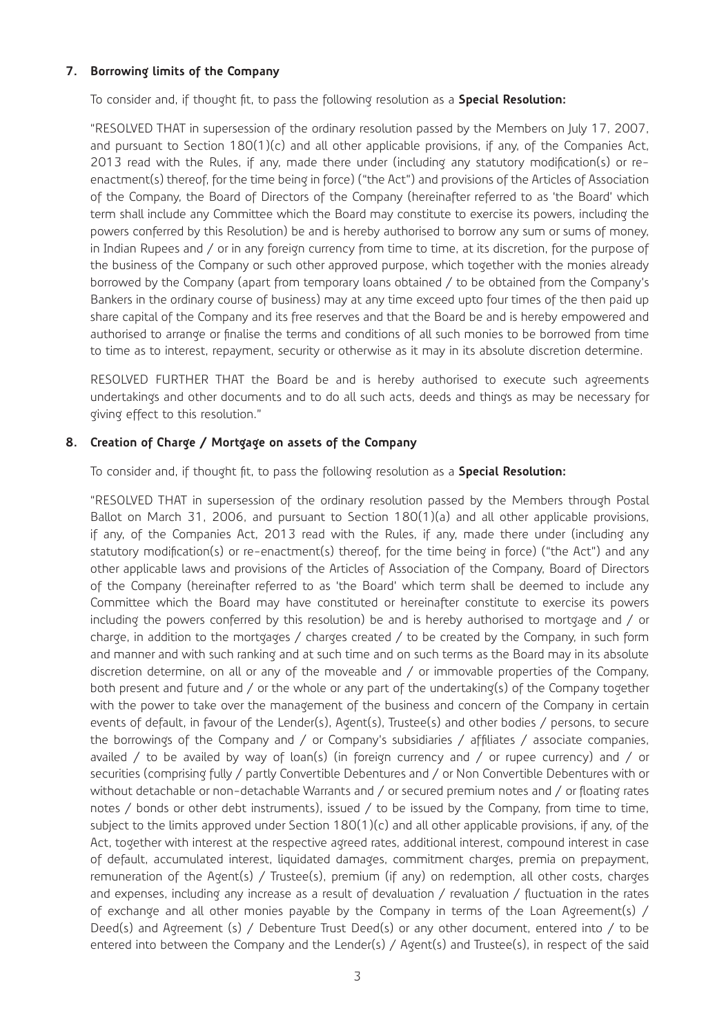**7. Borrowing limits of the Company**

To consider and, if thought fit, to pass the following resolution as a **Special Resolution:**

"RESOLVED THAT in supersession of the ordinary resolution passed by the Members on July 17, 2007, and pursuant to Section 180(1)(c) and all other applicable provisions, if any, of the Companies Act, 2013 read with the Rules, if any, made there under (including any statutory modification(s) or re-enactment(s) thereof, for the time being in force) ("the Act") and provisions of the Articles of Association of the Company, the Board of Directors of the Company (hereinafter referred to as 'the Board' which term shall include any Committee which the Board may constitute to exercise its powers, including the powers conferred by this Resolution) be and is hereby authorised to borrow any sum or sums of money, in Indian Rupees and / or in any foreign currency from time to time, at its discretion, for the purpose of the business of the Company or such other approved purpose, which together with the monies already borrowed by the Company (apart from temporary loans obtained / to be obtained from the Company's Bankers in the ordinary course of business) may at any time exceed upto four times of the then paid up share capital of the Company and its free reserves and that the Board be and is hereby empowered and authorised to arrange or finalise the terms and conditions of all such monies to be borrowed from time to time as to interest, repayment, security or otherwise as it may in its absolute discretion determine.

RESOLVED FURTHER THAT the Board be and is hereby authorised to execute such agreements undertakings and other documents and to do all such acts, deeds and things as may be necessary for giving effect to this resolution."

**8. Creation of Charge / Mortgage on assets of the Company**

To consider and, if thought fit, to pass the following resolution as a **Special Resolution:**

"RESOLVED THAT in supersession of the ordinary resolution passed by the Members through Postal Ballot on March 31, 2006, and pursuant to Section 180(1)(a) and all other applicable provisions, if any, of the Companies Act, 2013 read with the Rules, if any, made there under (including any statutory modification(s) or re-enactment(s) thereof, for the time being in force) ("the Act") and any other applicable laws and provisions of the Articles of Association of the Company, Board of Directors of the Company (hereinafter referred to as 'the Board' which term shall be deemed to include any Committee which the Board may have constituted or hereinafter constitute to exercise its powers including the powers conferred by this resolution) be and is hereby authorised to mortgage and / or charge, in addition to the mortgages / charges created / to be created by the Company, in such form and manner and with such ranking and at such time and on such terms as the Board may in its absolute discretion determine, on all or any of the moveable and / or immovable properties of the Company, both present and future and / or the whole or any part of the undertaking(s) of the Company together with the power to take over the management of the business and concern of the Company in certain events of default, in favour of the Lender(s), Agent(s), Trustee(s) and other bodies / persons, to secure the borrowings of the Company and / or Company's subsidiaries / affiliates / associate companies, availed / to be availed by way of loan(s) (in foreign currency and / or rupee currency) and / or securities (comprising fully / partly Convertible Debentures and / or Non Convertible Debentures with or without detachable or non-detachable Warrants and / or secured premium notes and / or floating rates notes / bonds or other debt instruments), issued / to be issued by the Company, from time to time, subject to the limits approved under Section 180(1)(c) and all other applicable provisions, if any, of the Act, together with interest at the respective agreed rates, additional interest, compound interest in case of default, accumulated interest, liquidated damages, commitment charges, premia on prepayment, remuneration of the Agent(s) / Trustee(s), premium (if any) on redemption, all other costs, charges and expenses, including any increase as a result of devaluation / revaluation / fluctuation in the rates of exchange and all other monies payable by the Company in terms of the Loan Agreement(s) / Deed(s) and Agreement (s) / Debenture Trust Deed(s) or any other document, entered into / to be entered into between the Company and the Lender(s) / Agent(s) and Trustee(s), in respect of the said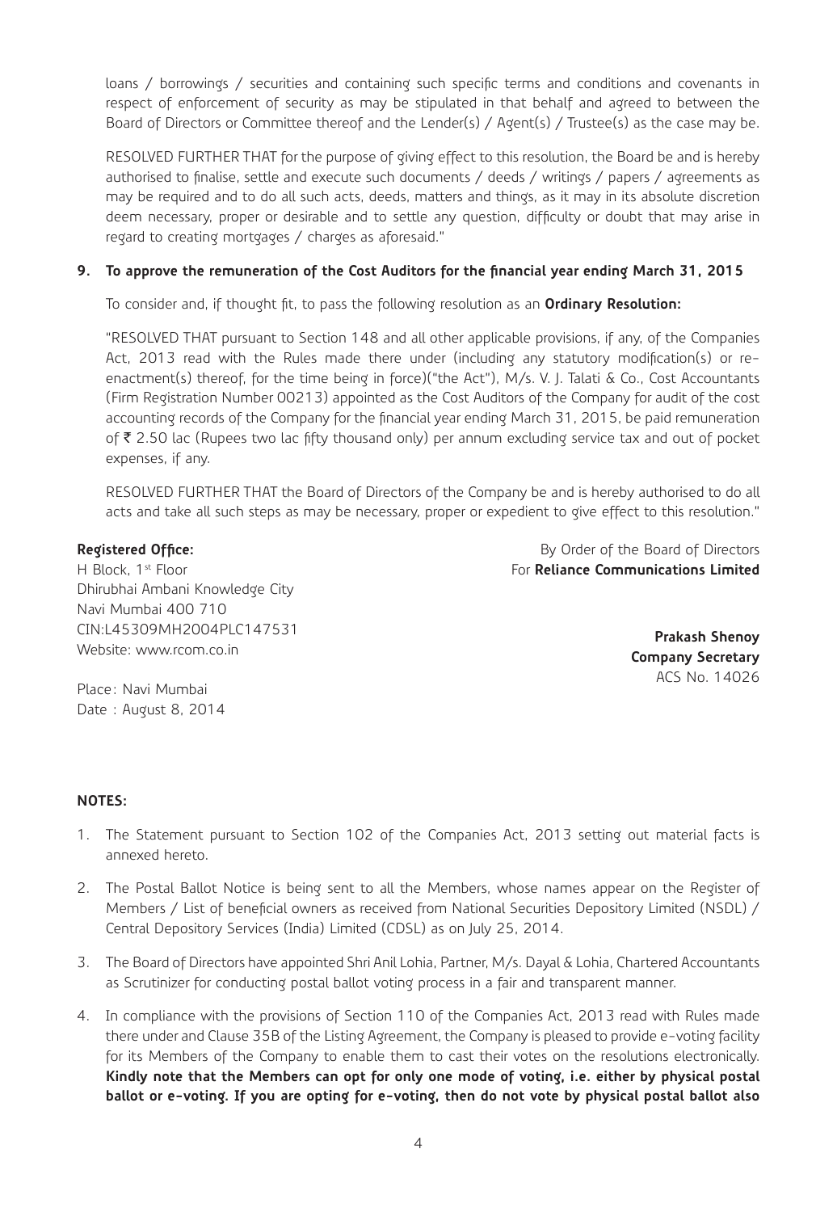loans / borrowings / securities and containing such specific terms and conditions and covenants in respect of enforcement of security as may be stipulated in that behalf and agreed to between the Board of Directors or Committee thereof and the Lender(s) / Agent(s) / Trustee(s) as the case may be.

RESOLVED FURTHER THAT for the purpose of giving effect to this resolution, the Board be and is hereby authorised to finalise, settle and execute such documents / deeds / writings / papers / agreements as may be required and to do all such acts, deeds, matters and things, as it may in its absolute discretion deem necessary, proper or desirable and to settle any question, difficulty or doubt that may arise in regard to creating mortgages / charges as aforesaid."

**9. To approve the remuneration of the Cost Auditors for the financial year ending March 31, 2015**

To consider and, if thought fit, to pass the following resolution as an **Ordinary Resolution:**

"RESOLVED THAT pursuant to Section 148 and all other applicable provisions, if any, of the Companies Act, 2013 read with the Rules made there under (including any statutory modification(s) or re-enactment(s) thereof, for the time being in force)("the Act"), M/s. V. J. Talati & Co., Cost Accountants (Firm Registration Number 00213) appointed as the Cost Auditors of the Company for audit of the cost accounting records of the Company for the financial year ending March 31, 2015, be paid remuneration of ₹ 2.50 lac (Rupees two lac fifty thousand only) per annum excluding service tax and out of pocket expenses, if any.

RESOLVED FURTHER THAT the Board of Directors of the Company be and is hereby authorised to do all acts and take all such steps as may be necessary, proper or expedient to give effect to this resolution."

**Registered Office:**
H Block, 1st Floor
Dhirubhai Ambani Knowledge City
Navi Mumbai 400 710
CIN:L45309MH2004PLC147531
Website: www.rcom.co.in

Place: Navi Mumbai
Date : August 8, 2014

By Order of the Board of Directors
For **Reliance Communications Limited**

**Prakash Shenoy**
**Company Secretary**
ACS No. 14026

**NOTES:**

1. The Statement pursuant to Section 102 of the Companies Act, 2013 setting out material facts is annexed hereto.
2. The Postal Ballot Notice is being sent to all the Members, whose names appear on the Register of Members / List of beneficial owners as received from National Securities Depository Limited (NSDL) / Central Depository Services (India) Limited (CDSL) as on July 25, 2014.
3. The Board of Directors have appointed Shri Anil Lohia, Partner, M/s. Dayal & Lohia, Chartered Accountants as Scrutinizer for conducting postal ballot voting process in a fair and transparent manner.
4. In compliance with the provisions of Section 110 of the Companies Act, 2013 read with Rules made there under and Clause 35B of the Listing Agreement, the Company is pleased to provide e-voting facility for its Members of the Company to enable them to cast their votes on the resolutions electronically. **Kindly note that the Members can opt for only one mode of voting, i.e. either by physical postal ballot or e-voting. If you are opting for e-voting, then do not vote by physical postal ballot also**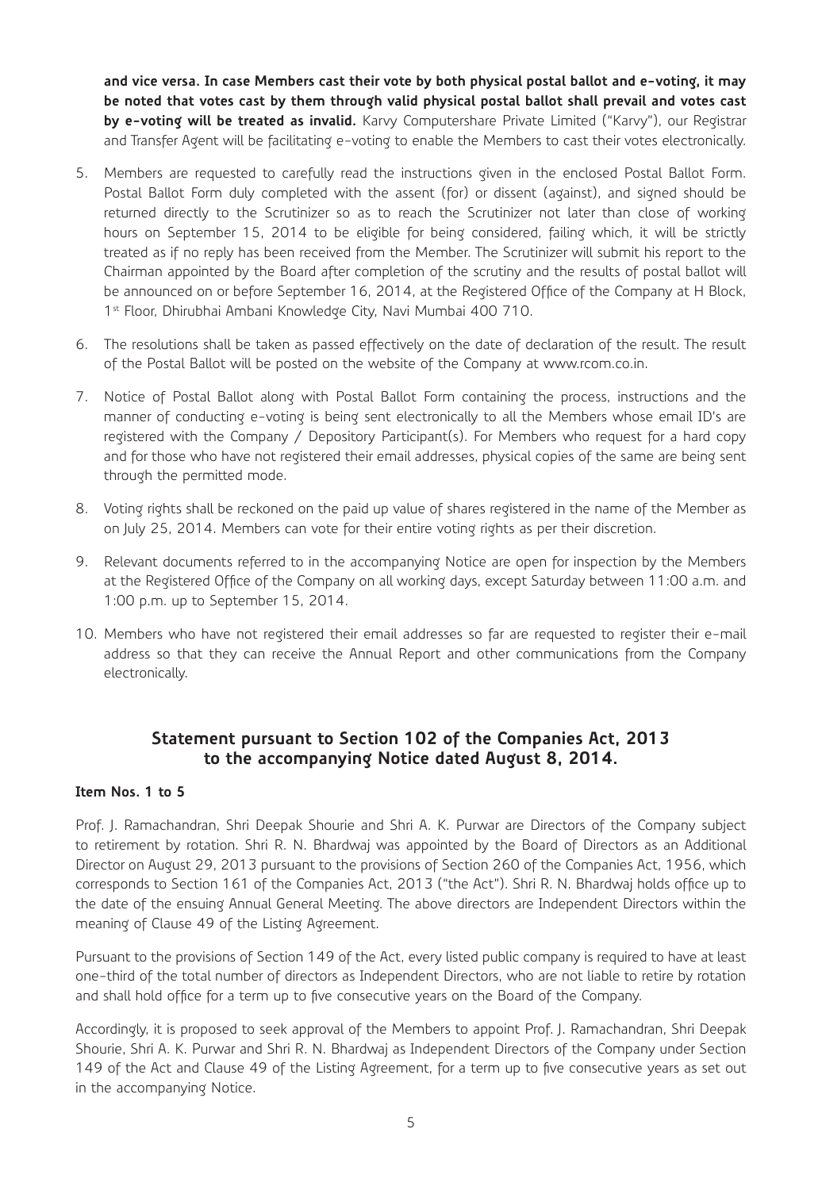**and vice versa. In case Members cast their vote by both physical postal ballot and e-voting, it may be noted that votes cast by them through valid physical postal ballot shall prevail and votes cast by e-voting will be treated as invalid.** Karvy Computershare Private Limited ("Karvy"), our Registrar and Transfer Agent will be facilitating e-voting to enable the Members to cast their votes electronically.

5. Members are requested to carefully read the instructions given in the enclosed Postal Ballot Form. Postal Ballot Form duly completed with the assent (for) or dissent (against), and signed should be returned directly to the Scrutinizer so as to reach the Scrutinizer not later than close of working hours on September 15, 2014 to be eligible for being considered, failing which, it will be strictly treated as if no reply has been received from the Member. The Scrutinizer will submit his report to the Chairman appointed by the Board after completion of the scrutiny and the results of postal ballot will be announced on or before September 16, 2014, at the Registered Office of the Company at H Block, 1st Floor, Dhirubhai Ambani Knowledge City, Navi Mumbai 400 710.

6. The resolutions shall be taken as passed effectively on the date of declaration of the result. The result of the Postal Ballot will be posted on the website of the Company at www.rcom.co.in.

7. Notice of Postal Ballot along with Postal Ballot Form containing the process, instructions and the manner of conducting e-voting is being sent electronically to all the Members whose email ID's are registered with the Company / Depository Participant(s). For Members who request for a hard copy and for those who have not registered their email addresses, physical copies of the same are being sent through the permitted mode.

8. Voting rights shall be reckoned on the paid up value of shares registered in the name of the Member as on July 25, 2014. Members can vote for their entire voting rights as per their discretion.

9. Relevant documents referred to in the accompanying Notice are open for inspection by the Members at the Registered Office of the Company on all working days, except Saturday between 11:00 a.m. and 1:00 p.m. up to September 15, 2014.

10. Members who have not registered their email addresses so far are requested to register their e-mail address so that they can receive the Annual Report and other communications from the Company electronically.

## Statement pursuant to Section 102 of the Companies Act, 2013 to the accompanying Notice dated August 8, 2014.

**Item Nos. 1 to 5**

Prof. J. Ramachandran, Shri Deepak Shourie and Shri A. K. Purwar are Directors of the Company subject to retirement by rotation. Shri R. N. Bhardwaj was appointed by the Board of Directors as an Additional Director on August 29, 2013 pursuant to the provisions of Section 260 of the Companies Act, 1956, which corresponds to Section 161 of the Companies Act, 2013 ("the Act"). Shri R. N. Bhardwaj holds office up to the date of the ensuing Annual General Meeting. The above directors are Independent Directors within the meaning of Clause 49 of the Listing Agreement.

Pursuant to the provisions of Section 149 of the Act, every listed public company is required to have at least one-third of the total number of directors as Independent Directors, who are not liable to retire by rotation and shall hold office for a term up to five consecutive years on the Board of the Company.

Accordingly, it is proposed to seek approval of the Members to appoint Prof. J. Ramachandran, Shri Deepak Shourie, Shri A. K. Purwar and Shri R. N. Bhardwaj as Independent Directors of the Company under Section 149 of the Act and Clause 49 of the Listing Agreement, for a term up to five consecutive years as set out in the accompanying Notice.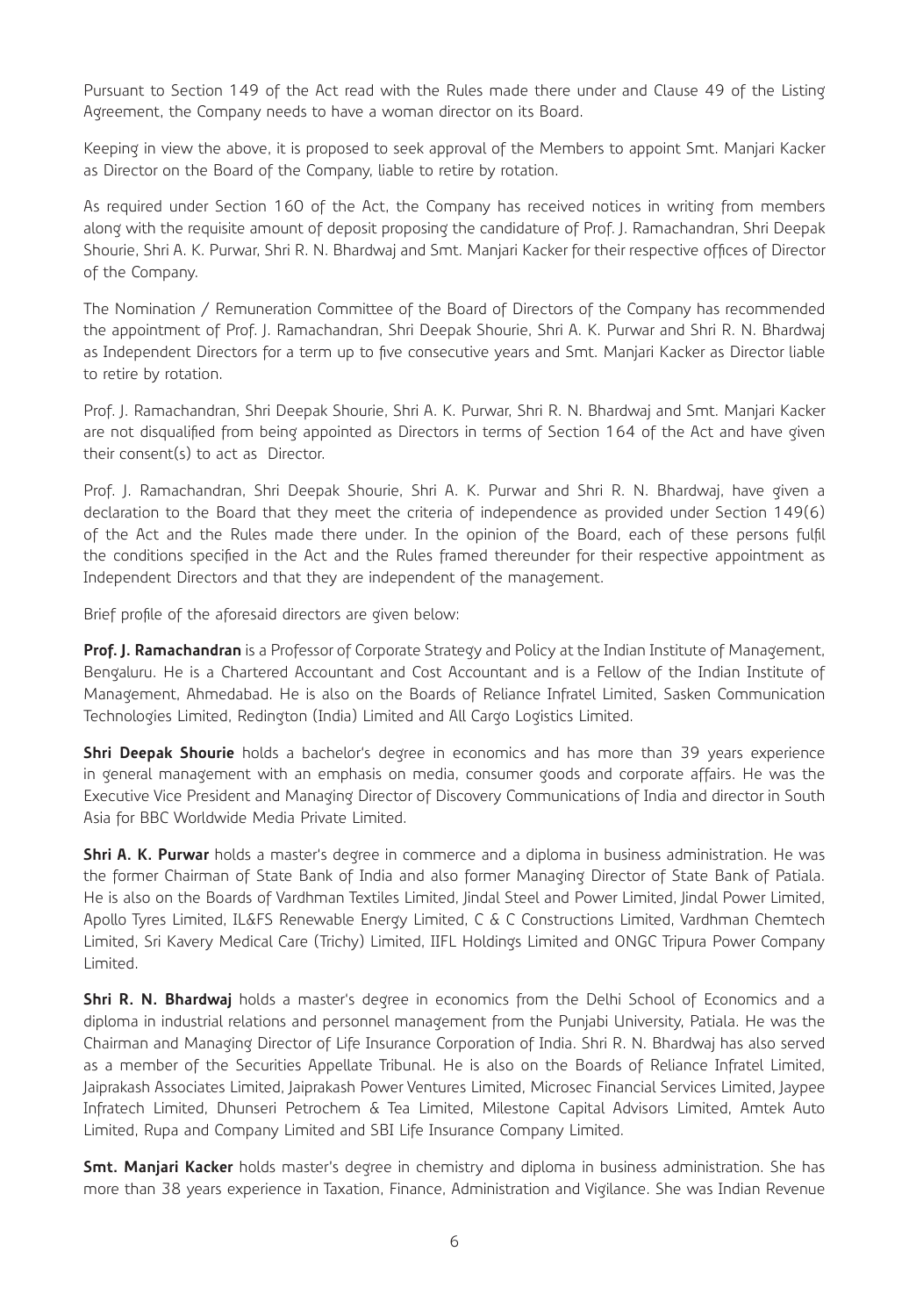Pursuant to Section 149 of the Act read with the Rules made there under and Clause 49 of the Listing Agreement, the Company needs to have a woman director on its Board.

Keeping in view the above, it is proposed to seek approval of the Members to appoint Smt. Manjari Kacker as Director on the Board of the Company, liable to retire by rotation.

As required under Section 160 of the Act, the Company has received notices in writing from members along with the requisite amount of deposit proposing the candidature of Prof. J. Ramachandran, Shri Deepak Shourie, Shri A. K. Purwar, Shri R. N. Bhardwaj and Smt. Manjari Kacker for their respective offices of Director of the Company.

The Nomination / Remuneration Committee of the Board of Directors of the Company has recommended the appointment of Prof. J. Ramachandran, Shri Deepak Shourie, Shri A. K. Purwar and Shri R. N. Bhardwaj as Independent Directors for a term up to five consecutive years and Smt. Manjari Kacker as Director liable to retire by rotation.

Prof. J. Ramachandran, Shri Deepak Shourie, Shri A. K. Purwar, Shri R. N. Bhardwaj and Smt. Manjari Kacker are not disqualified from being appointed as Directors in terms of Section 164 of the Act and have given their consent(s) to act as Director.

Prof. J. Ramachandran, Shri Deepak Shourie, Shri A. K. Purwar and Shri R. N. Bhardwaj, have given a declaration to the Board that they meet the criteria of independence as provided under Section 149(6) of the Act and the Rules made there under. In the opinion of the Board, each of these persons fulfil the conditions specified in the Act and the Rules framed thereunder for their respective appointment as Independent Directors and that they are independent of the management.

Brief profile of the aforesaid directors are given below:

**Prof. J. Ramachandran** is a Professor of Corporate Strategy and Policy at the Indian Institute of Management, Bengaluru. He is a Chartered Accountant and Cost Accountant and is a Fellow of the Indian Institute of Management, Ahmedabad. He is also on the Boards of Reliance Infratel Limited, Sasken Communication Technologies Limited, Redington (India) Limited and All Cargo Logistics Limited.

**Shri Deepak Shourie** holds a bachelor's degree in economics and has more than 39 years experience in general management with an emphasis on media, consumer goods and corporate affairs. He was the Executive Vice President and Managing Director of Discovery Communications of India and director in South Asia for BBC Worldwide Media Private Limited.

**Shri A. K. Purwar** holds a master's degree in commerce and a diploma in business administration. He was the former Chairman of State Bank of India and also former Managing Director of State Bank of Patiala. He is also on the Boards of Vardhman Textiles Limited, Jindal Steel and Power Limited, Jindal Power Limited, Apollo Tyres Limited, IL&FS Renewable Energy Limited, C & C Constructions Limited, Vardhman Chemtech Limited, Sri Kavery Medical Care (Trichy) Limited, IIFL Holdings Limited and ONGC Tripura Power Company Limited.

**Shri R. N. Bhardwaj** holds a master's degree in economics from the Delhi School of Economics and a diploma in industrial relations and personnel management from the Punjabi University, Patiala. He was the Chairman and Managing Director of Life Insurance Corporation of India. Shri R. N. Bhardwaj has also served as a member of the Securities Appellate Tribunal. He is also on the Boards of Reliance Infratel Limited, Jaiprakash Associates Limited, Jaiprakash Power Ventures Limited, Microsec Financial Services Limited, Jaypee Infratech Limited, Dhunseri Petrochem & Tea Limited, Milestone Capital Advisors Limited, Amtek Auto Limited, Rupa and Company Limited and SBI Life Insurance Company Limited.

**Smt. Manjari Kacker** holds master's degree in chemistry and diploma in business administration. She has more than 38 years experience in Taxation, Finance, Administration and Vigilance. She was Indian Revenue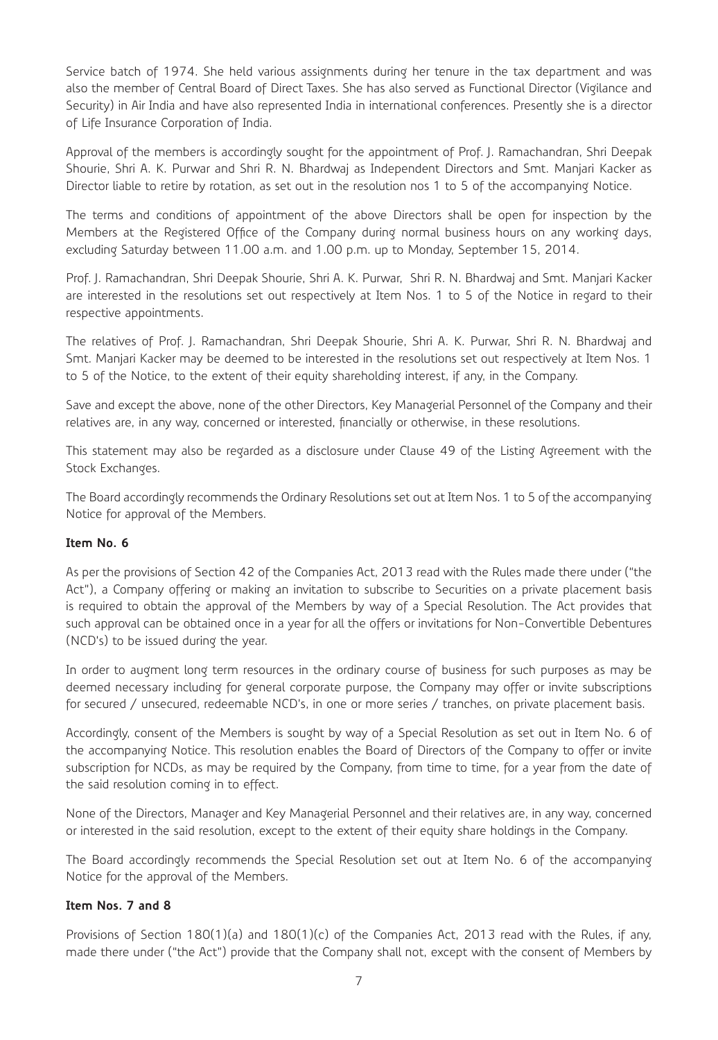Service batch of 1974. She held various assignments during her tenure in the tax department and was also the member of Central Board of Direct Taxes. She has also served as Functional Director (Vigilance and Security) in Air India and have also represented India in international conferences. Presently she is a director of Life Insurance Corporation of India.

Approval of the members is accordingly sought for the appointment of Prof. J. Ramachandran, Shri Deepak Shourie, Shri A. K. Purwar and Shri R. N. Bhardwaj as Independent Directors and Smt. Manjari Kacker as Director liable to retire by rotation, as set out in the resolution nos 1 to 5 of the accompanying Notice.

The terms and conditions of appointment of the above Directors shall be open for inspection by the Members at the Registered Office of the Company during normal business hours on any working days, excluding Saturday between 11.00 a.m. and 1.00 p.m. up to Monday, September 15, 2014.

Prof. J. Ramachandran, Shri Deepak Shourie, Shri A. K. Purwar, Shri R. N. Bhardwaj and Smt. Manjari Kacker are interested in the resolutions set out respectively at Item Nos. 1 to 5 of the Notice in regard to their respective appointments.

The relatives of Prof. J. Ramachandran, Shri Deepak Shourie, Shri A. K. Purwar, Shri R. N. Bhardwaj and Smt. Manjari Kacker may be deemed to be interested in the resolutions set out respectively at Item Nos. 1 to 5 of the Notice, to the extent of their equity shareholding interest, if any, in the Company.

Save and except the above, none of the other Directors, Key Managerial Personnel of the Company and their relatives are, in any way, concerned or interested, financially or otherwise, in these resolutions.

This statement may also be regarded as a disclosure under Clause 49 of the Listing Agreement with the Stock Exchanges.

The Board accordingly recommends the Ordinary Resolutions set out at Item Nos. 1 to 5 of the accompanying Notice for approval of the Members.

**Item No. 6**

As per the provisions of Section 42 of the Companies Act, 2013 read with the Rules made there under ("the Act"), a Company offering or making an invitation to subscribe to Securities on a private placement basis is required to obtain the approval of the Members by way of a Special Resolution. The Act provides that such approval can be obtained once in a year for all the offers or invitations for Non-Convertible Debentures (NCD's) to be issued during the year.

In order to augment long term resources in the ordinary course of business for such purposes as may be deemed necessary including for general corporate purpose, the Company may offer or invite subscriptions for secured / unsecured, redeemable NCD's, in one or more series / tranches, on private placement basis.

Accordingly, consent of the Members is sought by way of a Special Resolution as set out in Item No. 6 of the accompanying Notice. This resolution enables the Board of Directors of the Company to offer or invite subscription for NCDs, as may be required by the Company, from time to time, for a year from the date of the said resolution coming in to effect.

None of the Directors, Manager and Key Managerial Personnel and their relatives are, in any way, concerned or interested in the said resolution, except to the extent of their equity share holdings in the Company.

The Board accordingly recommends the Special Resolution set out at Item No. 6 of the accompanying Notice for the approval of the Members.

**Item Nos. 7 and 8**

Provisions of Section 180(1)(a) and 180(1)(c) of the Companies Act, 2013 read with the Rules, if any, made there under ("the Act") provide that the Company shall not, except with the consent of Members by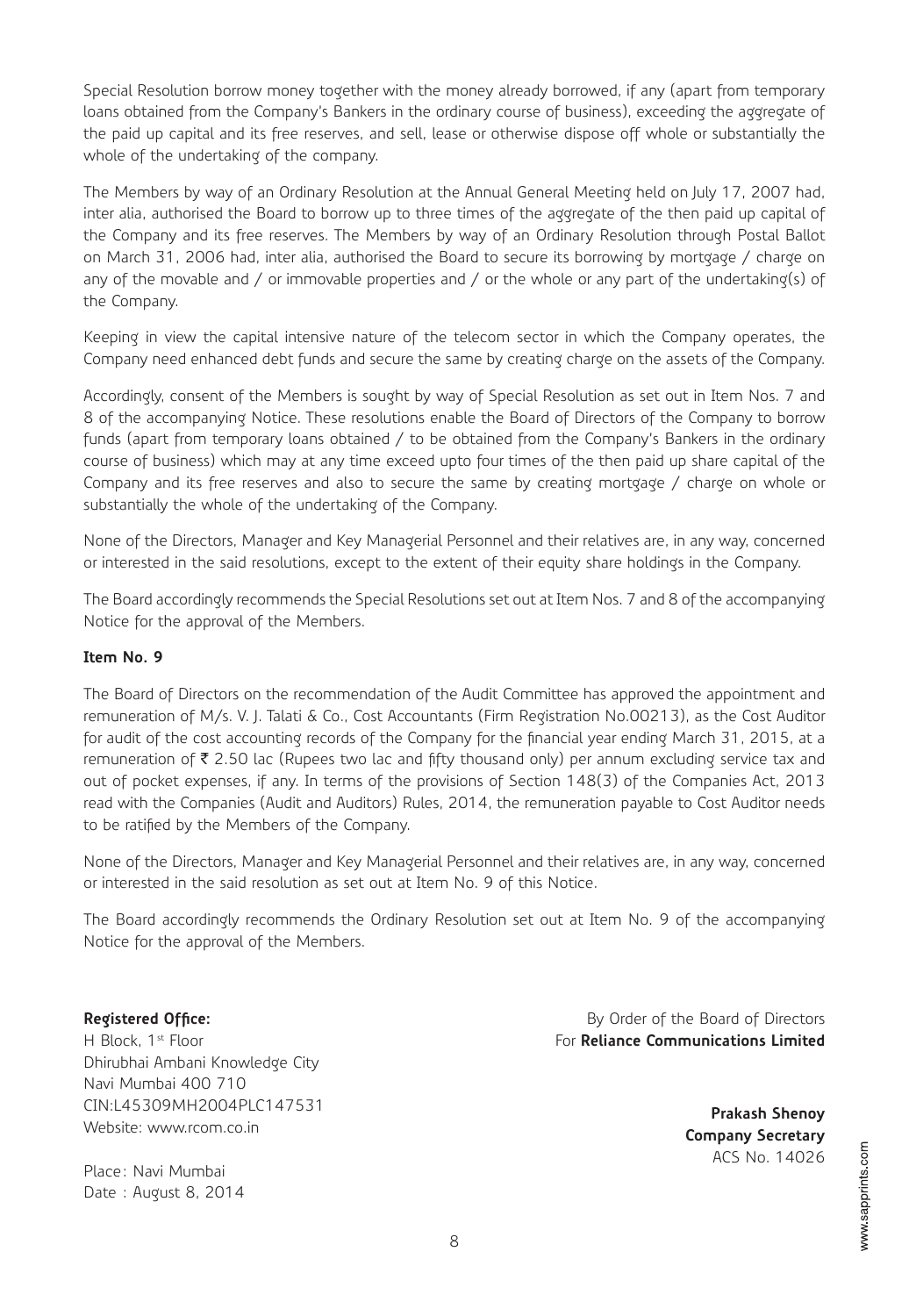Special Resolution borrow money together with the money already borrowed, if any (apart from temporary loans obtained from the Company's Bankers in the ordinary course of business), exceeding the aggregate of the paid up capital and its free reserves, and sell, lease or otherwise dispose off whole or substantially the whole of the undertaking of the company.

The Members by way of an Ordinary Resolution at the Annual General Meeting held on July 17, 2007 had, inter alia, authorised the Board to borrow up to three times of the aggregate of the then paid up capital of the Company and its free reserves. The Members by way of an Ordinary Resolution through Postal Ballot on March 31, 2006 had, inter alia, authorised the Board to secure its borrowing by mortgage / charge on any of the movable and / or immovable properties and / or the whole or any part of the undertaking(s) of the Company.

Keeping in view the capital intensive nature of the telecom sector in which the Company operates, the Company need enhanced debt funds and secure the same by creating charge on the assets of the Company.

Accordingly, consent of the Members is sought by way of Special Resolution as set out in Item Nos. 7 and 8 of the accompanying Notice. These resolutions enable the Board of Directors of the Company to borrow funds (apart from temporary loans obtained / to be obtained from the Company's Bankers in the ordinary course of business) which may at any time exceed upto four times of the then paid up share capital of the Company and its free reserves and also to secure the same by creating mortgage / charge on whole or substantially the whole of the undertaking of the Company.

None of the Directors, Manager and Key Managerial Personnel and their relatives are, in any way, concerned or interested in the said resolutions, except to the extent of their equity share holdings in the Company.

The Board accordingly recommends the Special Resolutions set out at Item Nos. 7 and 8 of the accompanying Notice for the approval of the Members.

**Item No. 9**

The Board of Directors on the recommendation of the Audit Committee has approved the appointment and remuneration of M/s. V. J. Talati & Co., Cost Accountants (Firm Registration No.00213), as the Cost Auditor for audit of the cost accounting records of the Company for the financial year ending March 31, 2015, at a remuneration of ₹ 2.50 lac (Rupees two lac and fifty thousand only) per annum excluding service tax and out of pocket expenses, if any. In terms of the provisions of Section 148(3) of the Companies Act, 2013 read with the Companies (Audit and Auditors) Rules, 2014, the remuneration payable to Cost Auditor needs to be ratified by the Members of the Company.

None of the Directors, Manager and Key Managerial Personnel and their relatives are, in any way, concerned or interested in the said resolution as set out at Item No. 9 of this Notice.

The Board accordingly recommends the Ordinary Resolution set out at Item No. 9 of the accompanying Notice for the approval of the Members.

**Registered Office:**
H Block, 1st Floor
Dhirubhai Ambani Knowledge City
Navi Mumbai 400 710
CIN:L45309MH2004PLC147531
Website: www.rcom.co.in

Place: Navi Mumbai
Date : August 8, 2014

By Order of the Board of Directors
For **Reliance Communications Limited**

**Prakash Shenoy**
**Company Secretary**
ACS No. 14026